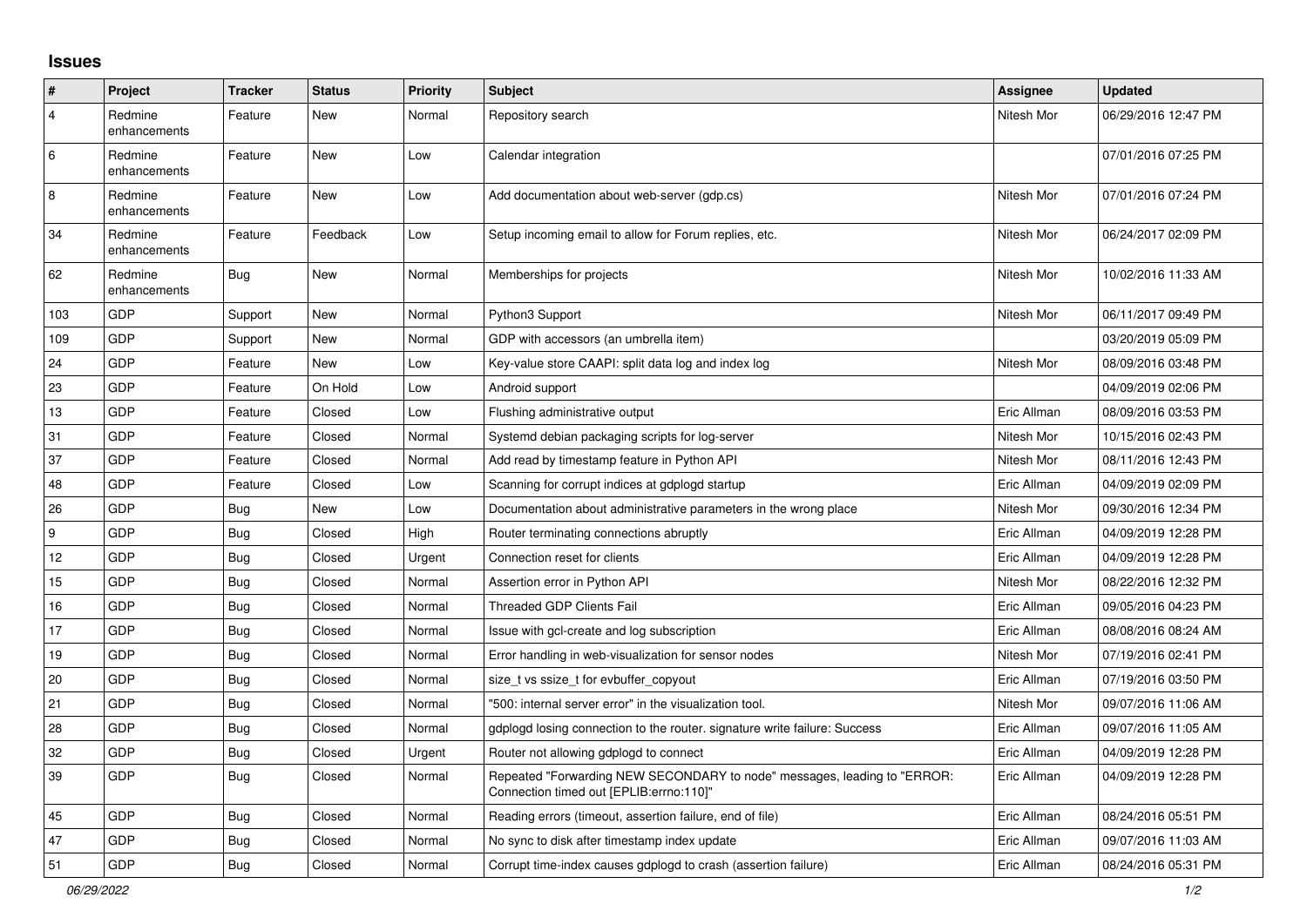# Issues

| # | Project | Tracker | Status | Priority | Subject | Assignee | Updated |
|---|---|---|---|---|---|---|---|
| 4 | Redmine enhancements | Feature | New | Normal | Repository search | Nitesh Mor | 06/29/2016 12:47 PM |
| 6 | Redmine enhancements | Feature | New | Low | Calendar integration | | 07/01/2016 07:25 PM |
| 8 | Redmine enhancements | Feature | New | Low | Add documentation about web-server (gdp.cs) | Nitesh Mor | 07/01/2016 07:24 PM |
| 34 | Redmine enhancements | Feature | Feedback | Low | Setup incoming email to allow for Forum replies, etc. | Nitesh Mor | 06/24/2017 02:09 PM |
| 62 | Redmine enhancements | Bug | New | Normal | Memberships for projects | Nitesh Mor | 10/02/2016 11:33 AM |
| 103 | GDP | Support | New | Normal | Python3 Support | Nitesh Mor | 06/11/2017 09:49 PM |
| 109 | GDP | Support | New | Normal | GDP with accessors (an umbrella item) | | 03/20/2019 05:09 PM |
| 24 | GDP | Feature | New | Low | Key-value store CAAPI: split data log and index log | Nitesh Mor | 08/09/2016 03:48 PM |
| 23 | GDP | Feature | On Hold | Low | Android support | | 04/09/2019 02:06 PM |
| 13 | GDP | Feature | Closed | Low | Flushing administrative output | Eric Allman | 08/09/2016 03:53 PM |
| 31 | GDP | Feature | Closed | Normal | Systemd debian packaging scripts for log-server | Nitesh Mor | 10/15/2016 02:43 PM |
| 37 | GDP | Feature | Closed | Normal | Add read by timestamp feature in Python API | Nitesh Mor | 08/11/2016 12:43 PM |
| 48 | GDP | Feature | Closed | Low | Scanning for corrupt indices at gdplogd startup | Eric Allman | 04/09/2019 02:09 PM |
| 26 | GDP | Bug | New | Low | Documentation about administrative parameters in the wrong place | Nitesh Mor | 09/30/2016 12:34 PM |
| 9 | GDP | Bug | Closed | High | Router terminating connections abruptly | Eric Allman | 04/09/2019 12:28 PM |
| 12 | GDP | Bug | Closed | Urgent | Connection reset for clients | Eric Allman | 04/09/2019 12:28 PM |
| 15 | GDP | Bug | Closed | Normal | Assertion error in Python API | Nitesh Mor | 08/22/2016 12:32 PM |
| 16 | GDP | Bug | Closed | Normal | Threaded GDP Clients Fail | Eric Allman | 09/05/2016 04:23 PM |
| 17 | GDP | Bug | Closed | Normal | Issue with gcl-create and log subscription | Eric Allman | 08/08/2016 08:24 AM |
| 19 | GDP | Bug | Closed | Normal | Error handling in web-visualization for sensor nodes | Nitesh Mor | 07/19/2016 02:41 PM |
| 20 | GDP | Bug | Closed | Normal | size_t vs ssize_t for evbuffer_copyout | Eric Allman | 07/19/2016 03:50 PM |
| 21 | GDP | Bug | Closed | Normal | "500: internal server error" in the visualization tool. | Nitesh Mor | 09/07/2016 11:06 AM |
| 28 | GDP | Bug | Closed | Normal | gdplogd losing connection to the router. signature write failure: Success | Eric Allman | 09/07/2016 11:05 AM |
| 32 | GDP | Bug | Closed | Urgent | Router not allowing gdplogd to connect | Eric Allman | 04/09/2019 12:28 PM |
| 39 | GDP | Bug | Closed | Normal | Repeated "Forwarding NEW SECONDARY to node" messages, leading to "ERROR: Connection timed out [EPLIB:errno:110]" | Eric Allman | 04/09/2019 12:28 PM |
| 45 | GDP | Bug | Closed | Normal | Reading errors (timeout, assertion failure, end of file) | Eric Allman | 08/24/2016 05:51 PM |
| 47 | GDP | Bug | Closed | Normal | No sync to disk after timestamp index update | Eric Allman | 09/07/2016 11:03 AM |
| 51 | GDP | Bug | Closed | Normal | Corrupt time-index causes gdplogd to crash (assertion failure) | Eric Allman | 08/24/2016 05:31 PM |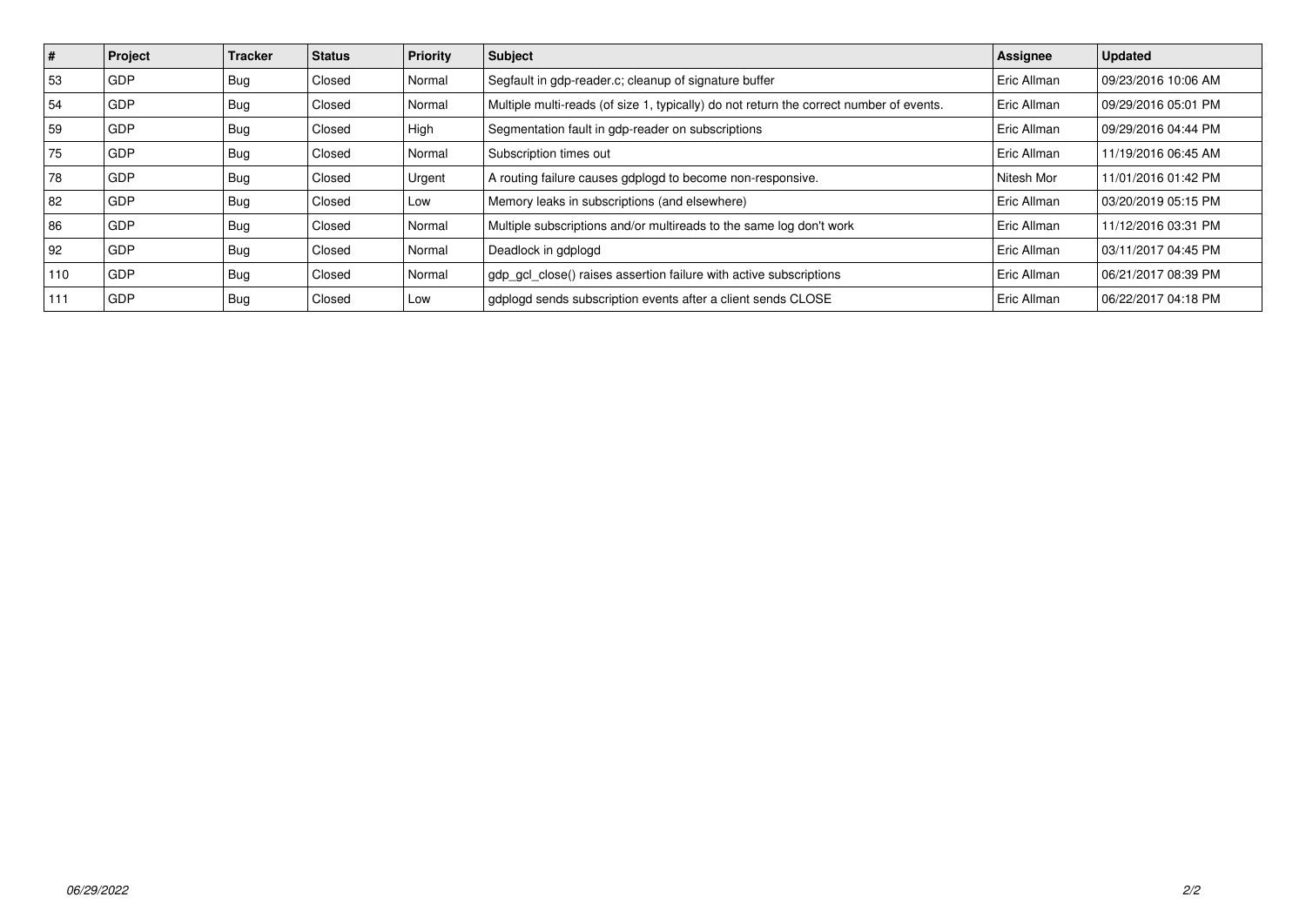| # | Project | Tracker | Status | Priority | Subject | Assignee | Updated |
|---|---|---|---|---|---|---|---|
| 53 | GDP | Bug | Closed | Normal | Segfault in gdp-reader.c; cleanup of signature buffer | Eric Allman | 09/23/2016 10:06 AM |
| 54 | GDP | Bug | Closed | Normal | Multiple multi-reads (of size 1, typically) do not return the correct number of events. | Eric Allman | 09/29/2016 05:01 PM |
| 59 | GDP | Bug | Closed | High | Segmentation fault in gdp-reader on subscriptions | Eric Allman | 09/29/2016 04:44 PM |
| 75 | GDP | Bug | Closed | Normal | Subscription times out | Eric Allman | 11/19/2016 06:45 AM |
| 78 | GDP | Bug | Closed | Urgent | A routing failure causes gdplogd to become non-responsive. | Nitesh Mor | 11/01/2016 01:42 PM |
| 82 | GDP | Bug | Closed | Low | Memory leaks in subscriptions (and elsewhere) | Eric Allman | 03/20/2019 05:15 PM |
| 86 | GDP | Bug | Closed | Normal | Multiple subscriptions and/or multireads to the same log don't work | Eric Allman | 11/12/2016 03:31 PM |
| 92 | GDP | Bug | Closed | Normal | Deadlock in gdplogd | Eric Allman | 03/11/2017 04:45 PM |
| 110 | GDP | Bug | Closed | Normal | gdp_gcl_close() raises assertion failure with active subscriptions | Eric Allman | 06/21/2017 08:39 PM |
| 111 | GDP | Bug | Closed | Low | gdplogd sends subscription events after a client sends CLOSE | Eric Allman | 06/22/2017 04:18 PM |